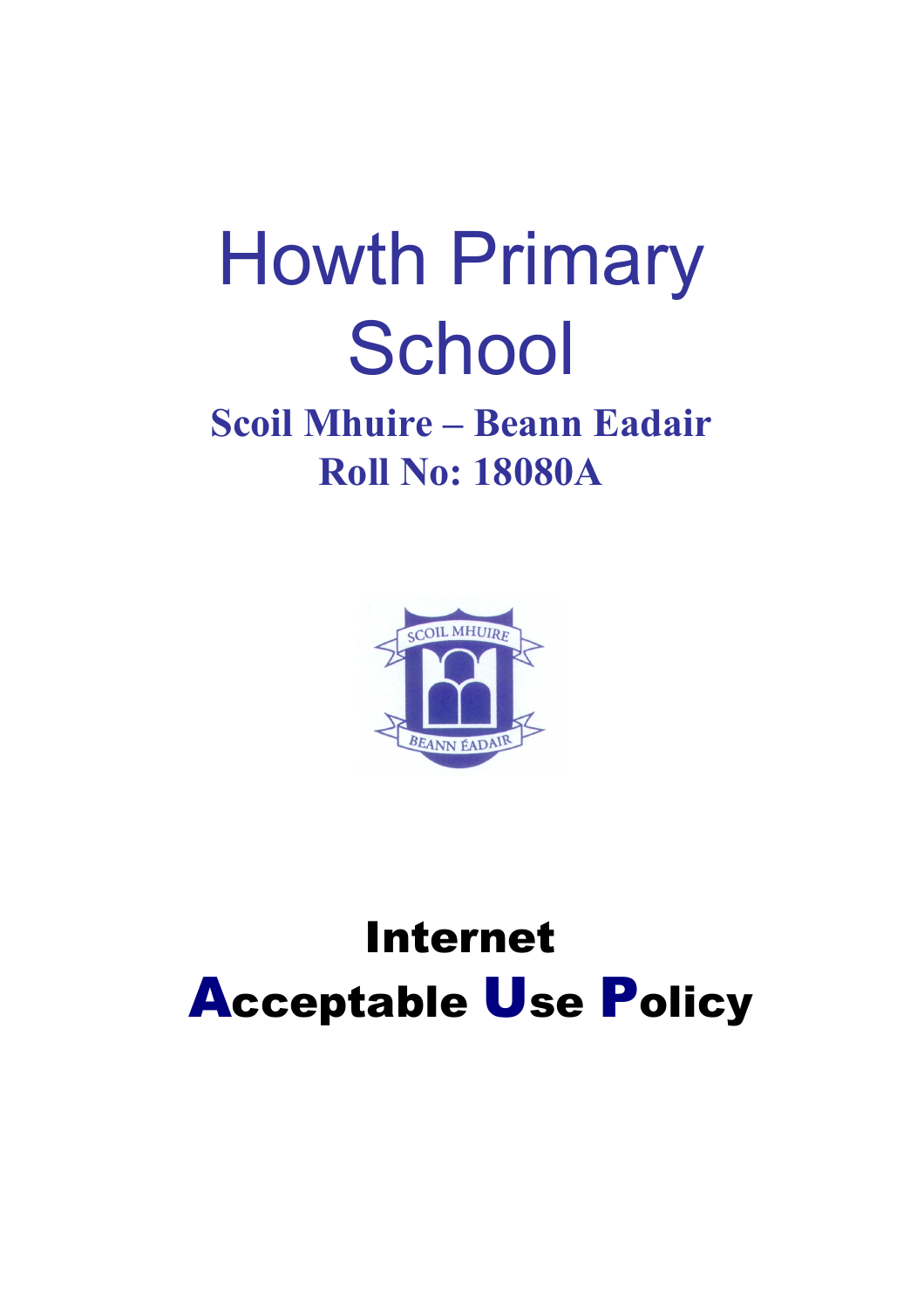# Howth Primary School

## Scoil Mhuire – Beann Eadair

## Roll No: 18080A

# Internet Acceptable Use Policy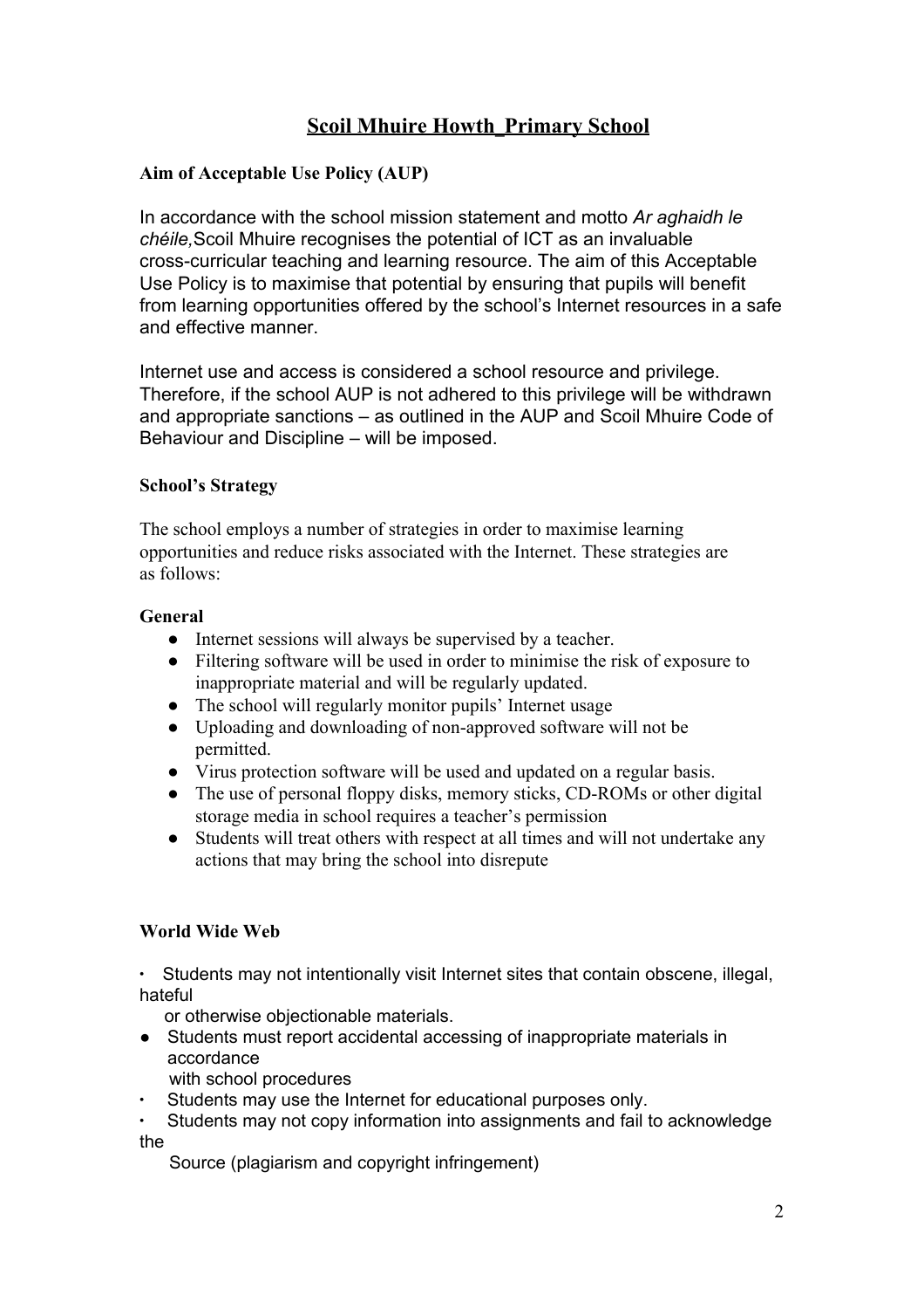# Scoil Mhuire Howth_Primary School

**Aim of Acceptable Use Policy (AUP)**

In accordance with the school mission statement and motto *Ar aghaidh le chéile,*Scoil Mhuire recognises the potential of ICT as an invaluable cross-curricular teaching and learning resource. The aim of this Acceptable Use Policy is to maximise that potential by ensuring that pupils will benefit from learning opportunities offered by the school's Internet resources in a safe and effective manner.

Internet use and access is considered a school resource and privilege. Therefore, if the school AUP is not adhered to this privilege will be withdrawn and appropriate sanctions – as outlined in the AUP and Scoil Mhuire Code of Behaviour and Discipline – will be imposed.

**School's Strategy**

The school employs a number of strategies in order to maximise learning opportunities and reduce risks associated with the Internet. These strategies are as follows:

**General**

- Internet sessions will always be supervised by a teacher.
- Filtering software will be used in order to minimise the risk of exposure to inappropriate material and will be regularly updated.
- The school will regularly monitor pupils' Internet usage
- Uploading and downloading of non-approved software will not be permitted.
- Virus protection software will be used and updated on a regular basis.
- The use of personal floppy disks, memory sticks, CD-ROMs or other digital storage media in school requires a teacher's permission
- Students will treat others with respect at all times and will not undertake any actions that may bring the school into disrepute

**World Wide Web**

- Students may not intentionally visit Internet sites that contain obscene, illegal, hateful or otherwise objectionable materials.
- Students must report accidental accessing of inappropriate materials in accordance with school procedures
- Students may use the Internet for educational purposes only.
- Students may not copy information into assignments and fail to acknowledge the Source (plagiarism and copyright infringement)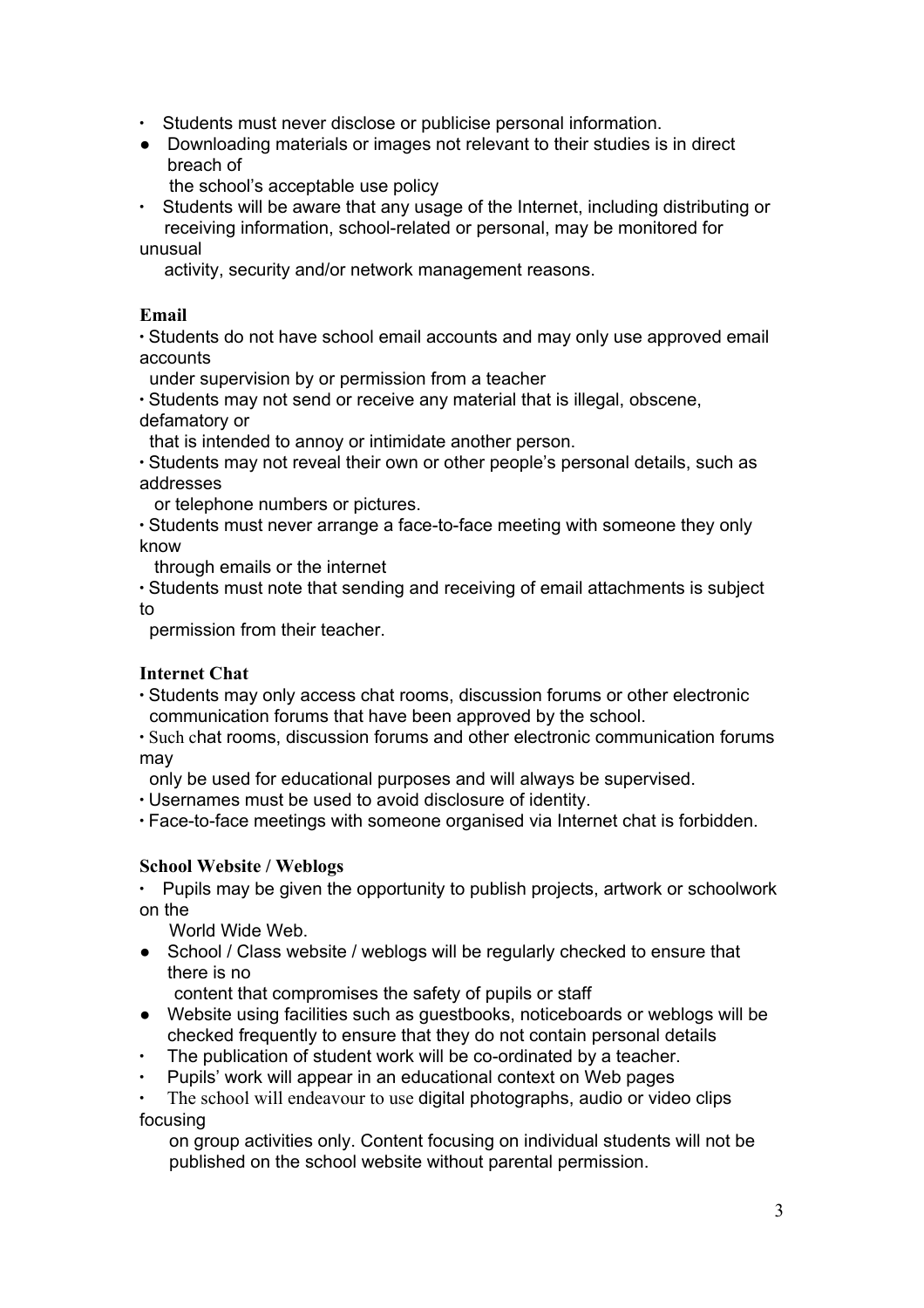- Students must never disclose or publicise personal information.
- Downloading materials or images not relevant to their studies is in direct breach of the school's acceptable use policy
- Students will be aware that any usage of the Internet, including distributing or receiving information, school-related or personal, may be monitored for unusual activity, security and/or network management reasons.

**Email**

- Students do not have school email accounts and may only use approved email accounts under supervision by or permission from a teacher
- Students may not send or receive any material that is illegal, obscene, defamatory or that is intended to annoy or intimidate another person.
- Students may not reveal their own or other people's personal details, such as addresses or telephone numbers or pictures.
- Students must never arrange a face-to-face meeting with someone they only know through emails or the internet
- Students must note that sending and receiving of email attachments is subject to permission from their teacher.

**Internet Chat**

- Students may only access chat rooms, discussion forums or other electronic communication forums that have been approved by the school.
- Such chat rooms, discussion forums and other electronic communication forums may only be used for educational purposes and will always be supervised.
- Usernames must be used to avoid disclosure of identity.
- Face-to-face meetings with someone organised via Internet chat is forbidden.

**School Website / Weblogs**

- Pupils may be given the opportunity to publish projects, artwork or schoolwork on the World Wide Web.
- School / Class website / weblogs will be regularly checked to ensure that there is no content that compromises the safety of pupils or staff
- Website using facilities such as guestbooks, noticeboards or weblogs will be checked frequently to ensure that they do not contain personal details
- The publication of student work will be co-ordinated by a teacher.
- Pupils' work will appear in an educational context on Web pages
- The school will endeavour to use digital photographs, audio or video clips focusing on group activities only. Content focusing on individual students will not be published on the school website without parental permission.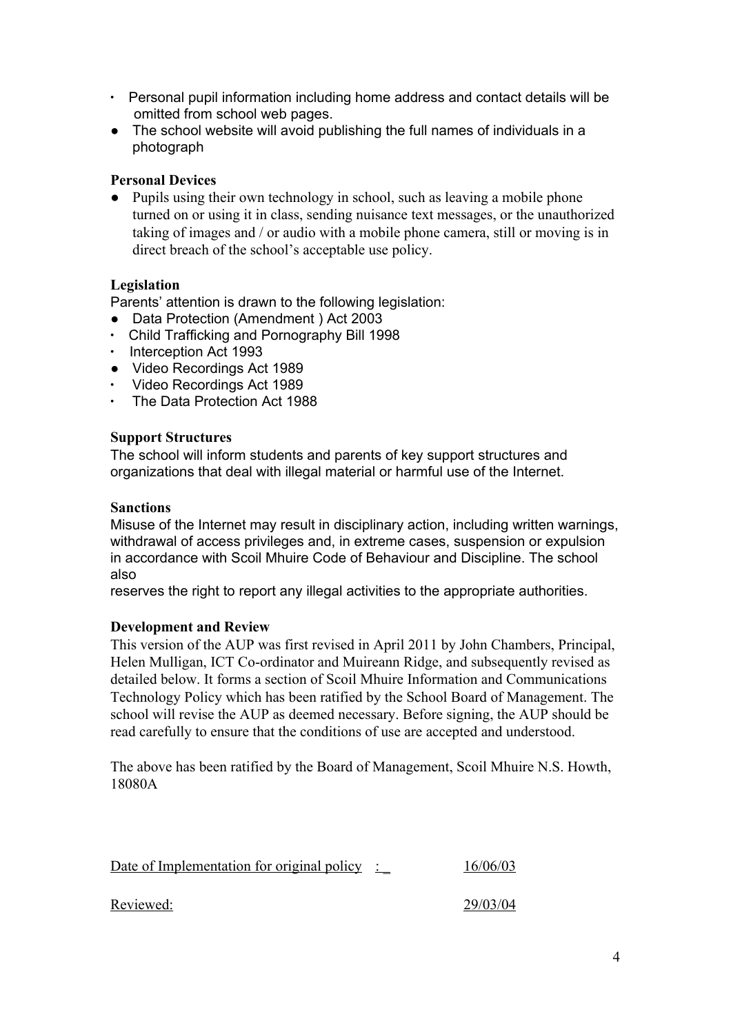- Personal pupil information including home address and contact details will be omitted from school web pages.
- The school website will avoid publishing the full names of individuals in a photograph

**Personal Devices**

- Pupils using their own technology in school, such as leaving a mobile phone turned on or using it in class, sending nuisance text messages, or the unauthorized taking of images and / or audio with a mobile phone camera, still or moving is in direct breach of the school's acceptable use policy.

**Legislation**

Parents' attention is drawn to the following legislation:

- Data Protection (Amendment ) Act 2003
- Child Trafficking and Pornography Bill 1998
- Interception Act 1993
- Video Recordings Act 1989
- Video Recordings Act 1989
- The Data Protection Act 1988

**Support Structures**

The school will inform students and parents of key support structures and organizations that deal with illegal material or harmful use of the Internet.

**Sanctions**

Misuse of the Internet may result in disciplinary action, including written warnings, withdrawal of access privileges and, in extreme cases, suspension or expulsion in accordance with Scoil Mhuire Code of Behaviour and Discipline. The school also
reserves the right to report any illegal activities to the appropriate authorities.

**Development and Review**

This version of the AUP was first revised in April 2011 by John Chambers, Principal, Helen Mulligan, ICT Co-ordinator and Muireann Ridge, and subsequently revised as detailed below. It forms a section of Scoil Mhuire Information and Communications Technology Policy which has been ratified by the School Board of Management. The school will revise the AUP as deemed necessary. Before signing, the AUP should be read carefully to ensure that the conditions of use are accepted and understood.

The above has been ratified by the Board of Management, Scoil Mhuire N.S. Howth, 18080A

Date of Implementation for original policy : _ 16/06/03

Reviewed: 29/03/04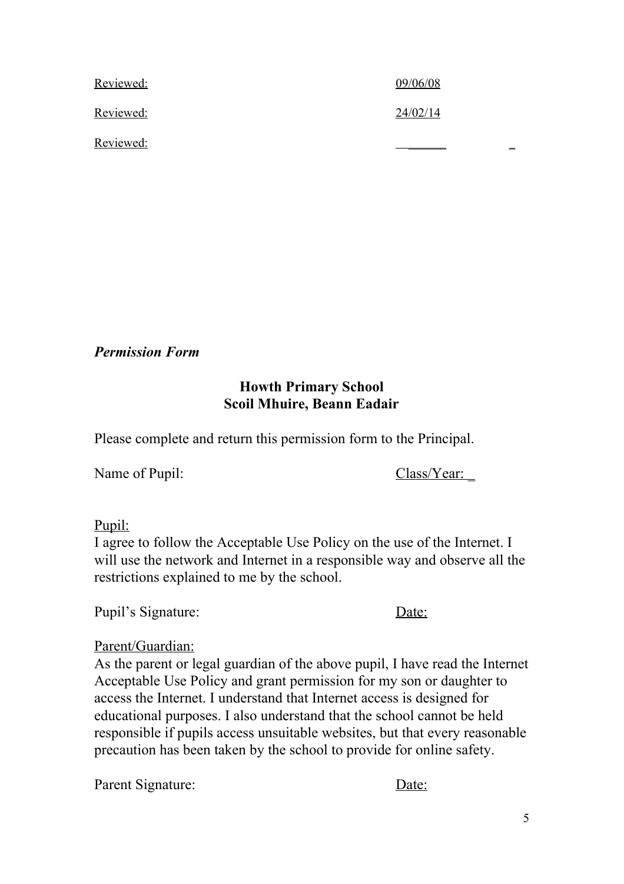Reviewed: 09/06/08

Reviewed: 24/02/14

Reviewed: ______ _

*Permission Form*

**Howth Primary School**
**Scoil Mhuire, Beann Eadair**

Please complete and return this permission form to the Principal.

Name of Pupil: Class/Year: _

Pupil:
I agree to follow the Acceptable Use Policy on the use of the Internet. I will use the network and Internet in a responsible way and observe all the restrictions explained to me by the school.

Pupil's Signature: Date:

Parent/Guardian:
As the parent or legal guardian of the above pupil, I have read the Internet Acceptable Use Policy and grant permission for my son or daughter to access the Internet. I understand that Internet access is designed for educational purposes. I also understand that the school cannot be held responsible if pupils access unsuitable websites, but that every reasonable precaution has been taken by the school to provide for online safety.

Parent Signature: Date: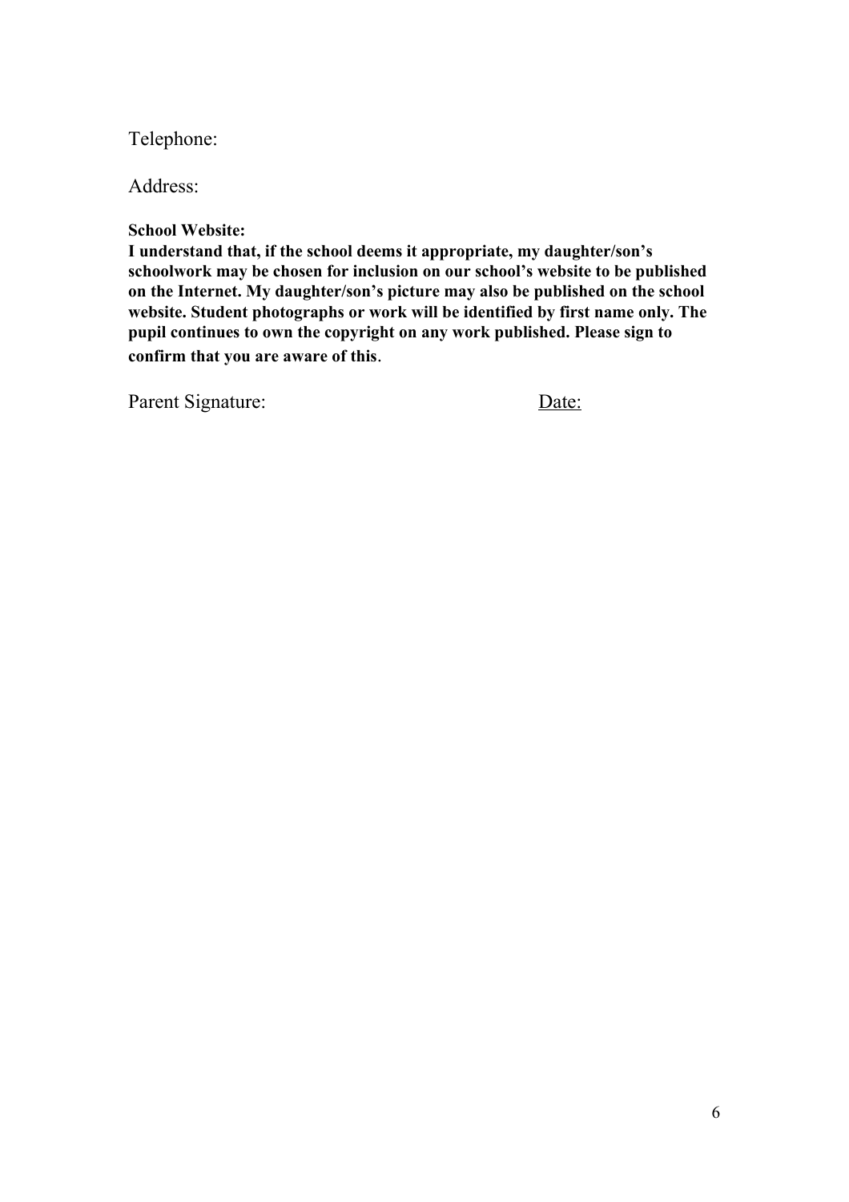Telephone:

Address:

**School Website:**

**I understand that, if the school deems it appropriate, my daughter/son's schoolwork may be chosen for inclusion on our school's website to be published on the Internet. My daughter/son's picture may also be published on the school website. Student photographs or work will be identified by first name only. The pupil continues to own the copyright on any work published. Please sign to confirm that you are aware of this**.

Parent Signature: Date: